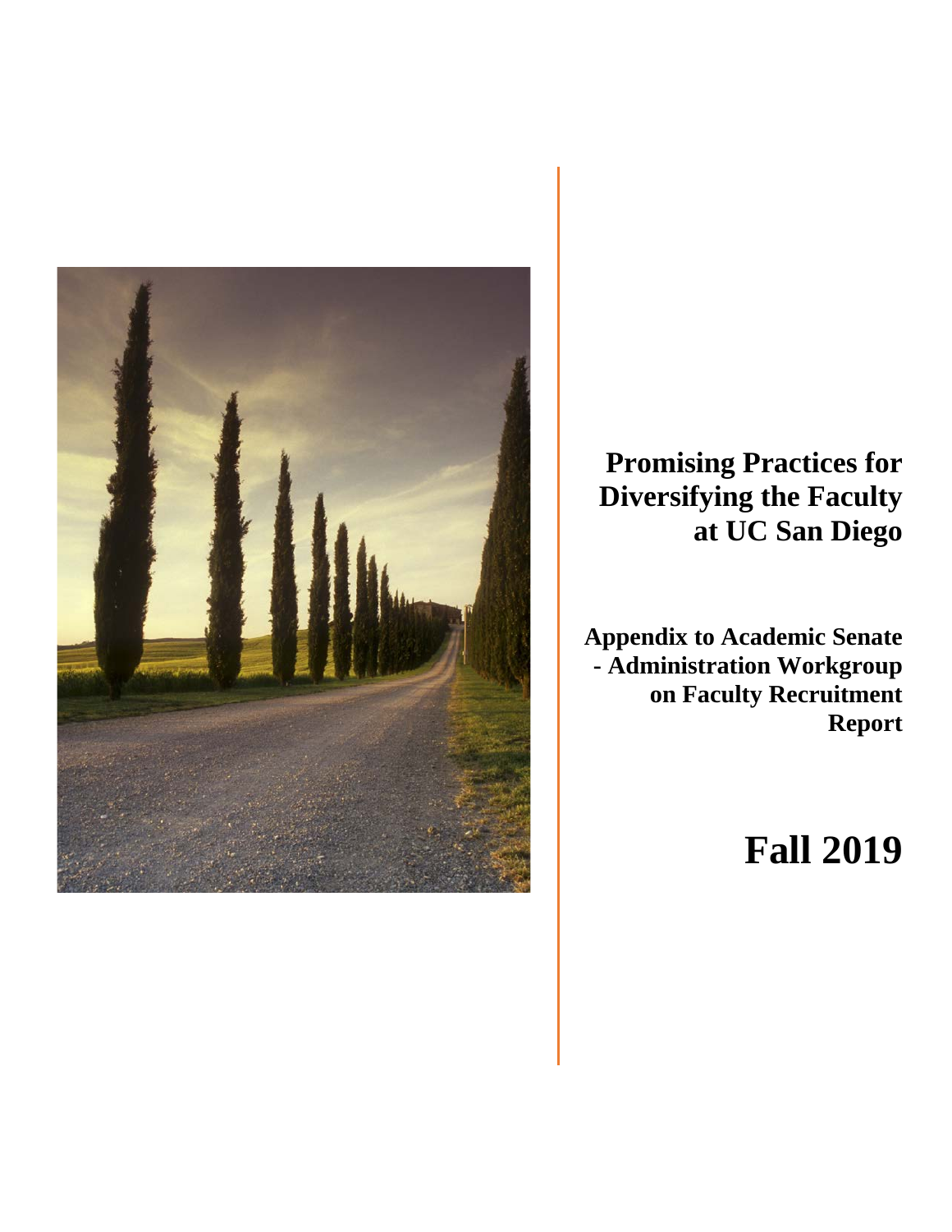# Promising Practices for Diversifying the Faculty at UC San Diego

## Appendix to Academic Senate - Administration Workgroup on Faculty Recruitment Report

# Fall 2019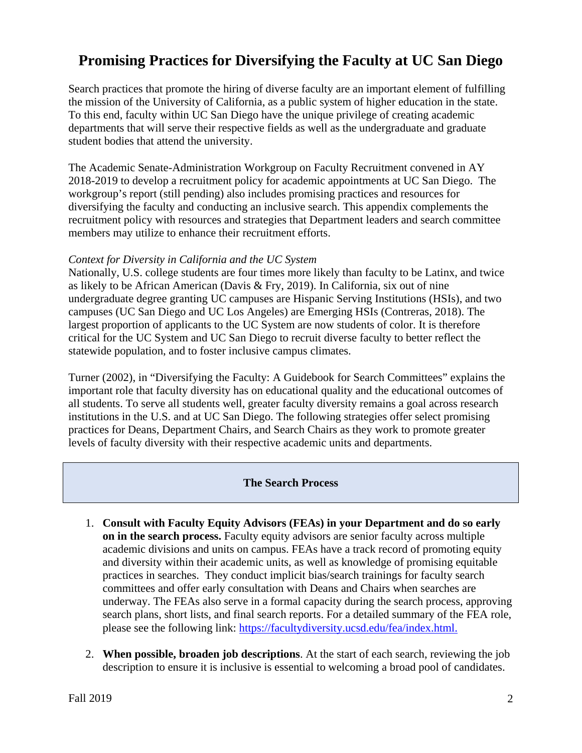# Promising Practices for Diversifying the Faculty at UC San Diego

Search practices that promote the hiring of diverse faculty are an important element of fulfilling the mission of the University of California, as a public system of higher education in the state. To this end, faculty within UC San Diego have the unique privilege of creating academic departments that will serve their respective fields as well as the undergraduate and graduate student bodies that attend the university.

The Academic Senate-Administration Workgroup on Faculty Recruitment convened in AY 2018-2019 to develop a recruitment policy for academic appointments at UC San Diego. The workgroup's report (still pending) also includes promising practices and resources for diversifying the faculty and conducting an inclusive search. This appendix complements the recruitment policy with resources and strategies that Department leaders and search committee members may utilize to enhance their recruitment efforts.

*Context for Diversity in California and the UC System*

Nationally, U.S. college students are four times more likely than faculty to be Latinx, and twice as likely to be African American (Davis & Fry, 2019). In California, six out of nine undergraduate degree granting UC campuses are Hispanic Serving Institutions (HSIs), and two campuses (UC San Diego and UC Los Angeles) are Emerging HSIs (Contreras, 2018). The largest proportion of applicants to the UC System are now students of color. It is therefore critical for the UC System and UC San Diego to recruit diverse faculty to better reflect the statewide population, and to foster inclusive campus climates.

Turner (2002), in "Diversifying the Faculty: A Guidebook for Search Committees" explains the important role that faculty diversity has on educational quality and the educational outcomes of all students. To serve all students well, greater faculty diversity remains a goal across research institutions in the U.S. and at UC San Diego. The following strategies offer select promising practices for Deans, Department Chairs, and Search Chairs as they work to promote greater levels of faculty diversity with their respective academic units and departments.

## The Search Process

1. **Consult with Faculty Equity Advisors (FEAs) in your Department and do so early on in the search process.** Faculty equity advisors are senior faculty across multiple academic divisions and units on campus. FEAs have a track record of promoting equity and diversity within their academic units, as well as knowledge of promising equitable practices in searches. They conduct implicit bias/search trainings for faculty search committees and offer early consultation with Deans and Chairs when searches are underway. The FEAs also serve in a formal capacity during the search process, approving search plans, short lists, and final search reports. For a detailed summary of the FEA role, please see the following link: [https://facultydiversity.ucsd.edu/fea/index.html.](https://facultydiversity.ucsd.edu/fea/index.html)

2. **When possible, broaden job descriptions**. At the start of each search, reviewing the job description to ensure it is inclusive is essential to welcoming a broad pool of candidates.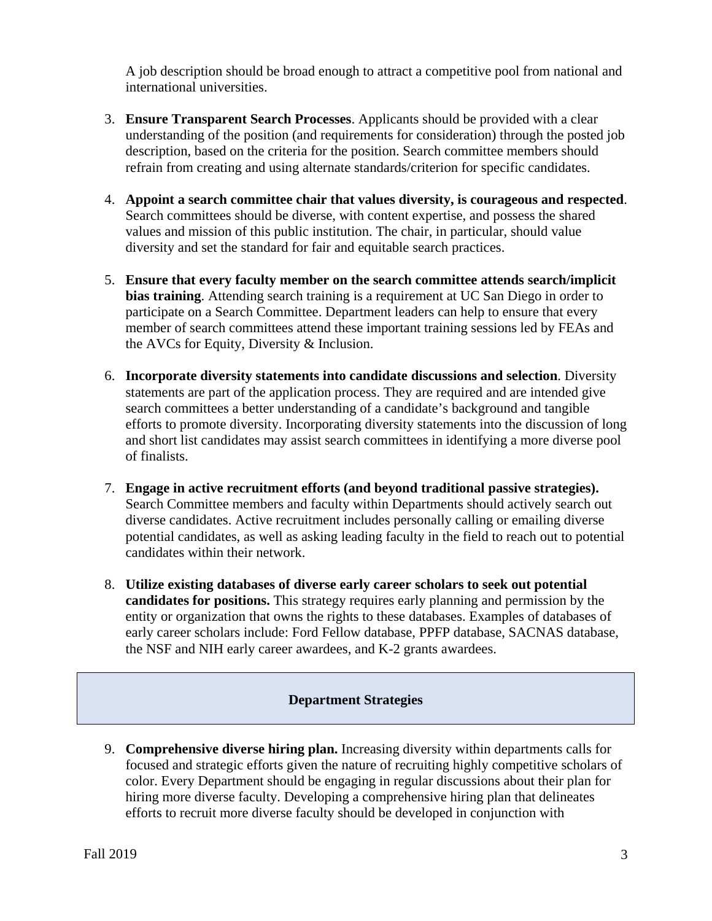A job description should be broad enough to attract a competitive pool from national and international universities.

3. **Ensure Transparent Search Processes**. Applicants should be provided with a clear understanding of the position (and requirements for consideration) through the posted job description, based on the criteria for the position. Search committee members should refrain from creating and using alternate standards/criterion for specific candidates.

4. **Appoint a search committee chair that values diversity, is courageous and respected**. Search committees should be diverse, with content expertise, and possess the shared values and mission of this public institution. The chair, in particular, should value diversity and set the standard for fair and equitable search practices.

5. **Ensure that every faculty member on the search committee attends search/implicit bias training**. Attending search training is a requirement at UC San Diego in order to participate on a Search Committee. Department leaders can help to ensure that every member of search committees attend these important training sessions led by FEAs and the AVCs for Equity, Diversity & Inclusion.

6. **Incorporate diversity statements into candidate discussions and selection**. Diversity statements are part of the application process. They are required and are intended give search committees a better understanding of a candidate's background and tangible efforts to promote diversity. Incorporating diversity statements into the discussion of long and short list candidates may assist search committees in identifying a more diverse pool of finalists.

7. **Engage in active recruitment efforts (and beyond traditional passive strategies).** Search Committee members and faculty within Departments should actively search out diverse candidates. Active recruitment includes personally calling or emailing diverse potential candidates, as well as asking leading faculty in the field to reach out to potential candidates within their network.

8. **Utilize existing databases of diverse early career scholars to seek out potential candidates for positions.** This strategy requires early planning and permission by the entity or organization that owns the rights to these databases. Examples of databases of early career scholars include: Ford Fellow database, PPFP database, SACNAS database, the NSF and NIH early career awardees, and K-2 grants awardees.

## Department Strategies

9. **Comprehensive diverse hiring plan.** Increasing diversity within departments calls for focused and strategic efforts given the nature of recruiting highly competitive scholars of color. Every Department should be engaging in regular discussions about their plan for hiring more diverse faculty. Developing a comprehensive hiring plan that delineates efforts to recruit more diverse faculty should be developed in conjunction with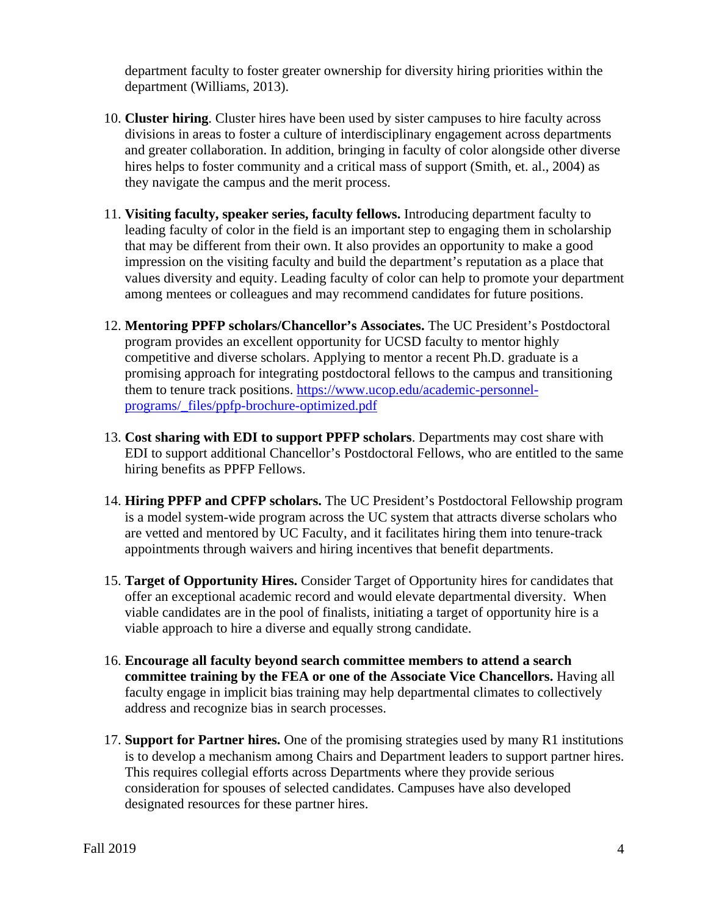department faculty to foster greater ownership for diversity hiring priorities within the department (Williams, 2013).

10. **Cluster hiring**. Cluster hires have been used by sister campuses to hire faculty across divisions in areas to foster a culture of interdisciplinary engagement across departments and greater collaboration. In addition, bringing in faculty of color alongside other diverse hires helps to foster community and a critical mass of support (Smith, et. al., 2004) as they navigate the campus and the merit process.

11. **Visiting faculty, speaker series, faculty fellows.** Introducing department faculty to leading faculty of color in the field is an important step to engaging them in scholarship that may be different from their own. It also provides an opportunity to make a good impression on the visiting faculty and build the department's reputation as a place that values diversity and equity. Leading faculty of color can help to promote your department among mentees or colleagues and may recommend candidates for future positions.

12. **Mentoring PPFP scholars/Chancellor's Associates.** The UC President's Postdoctoral program provides an excellent opportunity for UCSD faculty to mentor highly competitive and diverse scholars. Applying to mentor a recent Ph.D. graduate is a promising approach for integrating postdoctoral fellows to the campus and transitioning them to tenure track positions. [https://www.ucop.edu/academic-personnel-programs/_files/ppfp-brochure-optimized.pdf](https://www.ucop.edu/academic-personnel-programs/_files/ppfp-brochure-optimized.pdf)

13. **Cost sharing with EDI to support PPFP scholars**. Departments may cost share with EDI to support additional Chancellor's Postdoctoral Fellows, who are entitled to the same hiring benefits as PPFP Fellows.

14. **Hiring PPFP and CPFP scholars.** The UC President's Postdoctoral Fellowship program is a model system-wide program across the UC system that attracts diverse scholars who are vetted and mentored by UC Faculty, and it facilitates hiring them into tenure-track appointments through waivers and hiring incentives that benefit departments.

15. **Target of Opportunity Hires.** Consider Target of Opportunity hires for candidates that offer an exceptional academic record and would elevate departmental diversity. When viable candidates are in the pool of finalists, initiating a target of opportunity hire is a viable approach to hire a diverse and equally strong candidate.

16. **Encourage all faculty beyond search committee members to attend a search committee training by the FEA or one of the Associate Vice Chancellors.** Having all faculty engage in implicit bias training may help departmental climates to collectively address and recognize bias in search processes.

17. **Support for Partner hires.** One of the promising strategies used by many R1 institutions is to develop a mechanism among Chairs and Department leaders to support partner hires. This requires collegial efforts across Departments where they provide serious consideration for spouses of selected candidates. Campuses have also developed designated resources for these partner hires.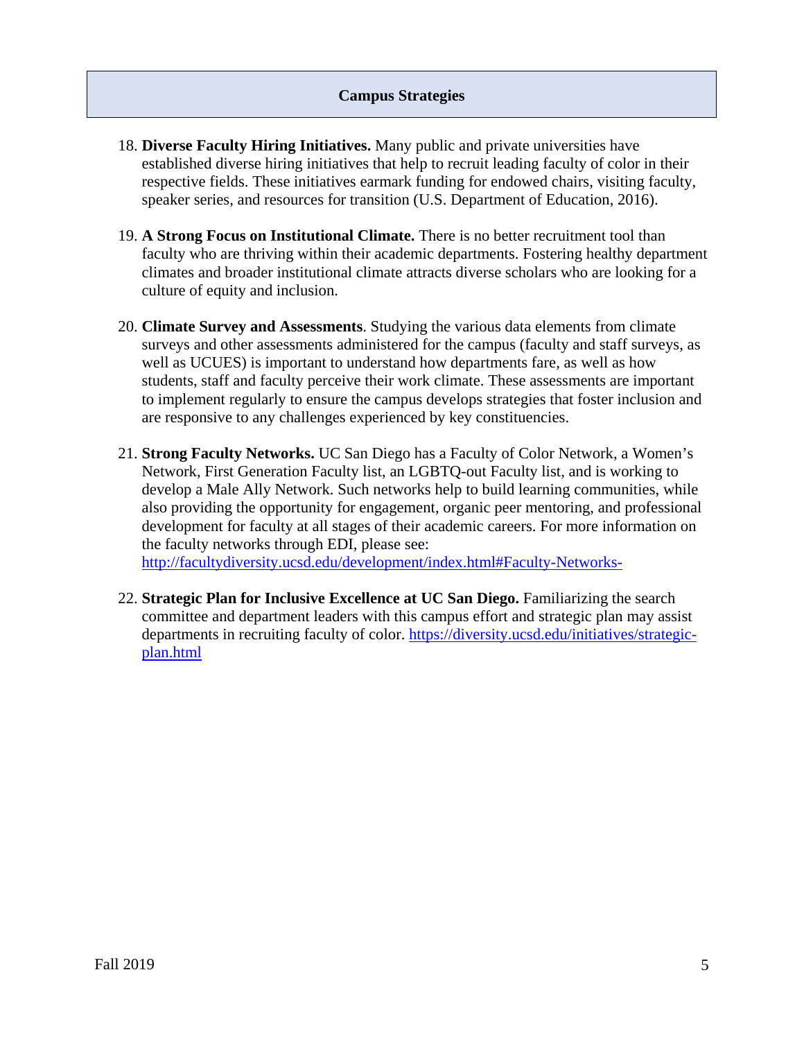## Campus Strategies

18. **Diverse Faculty Hiring Initiatives.** Many public and private universities have established diverse hiring initiatives that help to recruit leading faculty of color in their respective fields. These initiatives earmark funding for endowed chairs, visiting faculty, speaker series, and resources for transition (U.S. Department of Education, 2016).

19. **A Strong Focus on Institutional Climate.** There is no better recruitment tool than faculty who are thriving within their academic departments. Fostering healthy department climates and broader institutional climate attracts diverse scholars who are looking for a culture of equity and inclusion.

20. **Climate Survey and Assessments**. Studying the various data elements from climate surveys and other assessments administered for the campus (faculty and staff surveys, as well as UCUES) is important to understand how departments fare, as well as how students, staff and faculty perceive their work climate. These assessments are important to implement regularly to ensure the campus develops strategies that foster inclusion and are responsive to any challenges experienced by key constituencies.

21. **Strong Faculty Networks.** UC San Diego has a Faculty of Color Network, a Women's Network, First Generation Faculty list, an LGBTQ-out Faculty list, and is working to develop a Male Ally Network. Such networks help to build learning communities, while also providing the opportunity for engagement, organic peer mentoring, and professional development for faculty at all stages of their academic careers. For more information on the faculty networks through EDI, please see: [http://facultydiversity.ucsd.edu/development/index.html#Faculty-Networks-](http://facultydiversity.ucsd.edu/development/index.html#Faculty-Networks-)

22. **Strategic Plan for Inclusive Excellence at UC San Diego.** Familiarizing the search committee and department leaders with this campus effort and strategic plan may assist departments in recruiting faculty of color. [https://diversity.ucsd.edu/initiatives/strategic-plan.html](https://diversity.ucsd.edu/initiatives/strategic-plan.html)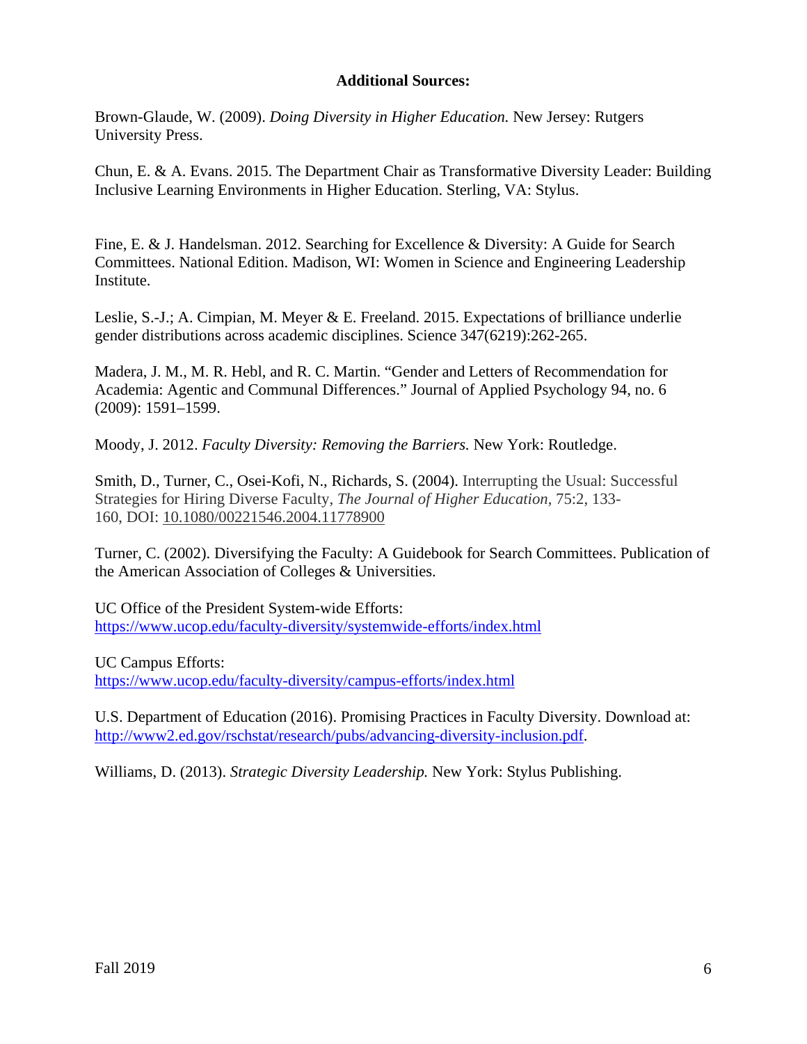**Additional Sources:**

Brown-Glaude, W. (2009). *Doing Diversity in Higher Education.* New Jersey: Rutgers University Press.

Chun, E. & A. Evans. 2015. The Department Chair as Transformative Diversity Leader: Building Inclusive Learning Environments in Higher Education. Sterling, VA: Stylus.

Fine, E. & J. Handelsman. 2012. Searching for Excellence & Diversity: A Guide for Search Committees. National Edition. Madison, WI: Women in Science and Engineering Leadership Institute.

Leslie, S.-J.; A. Cimpian, M. Meyer & E. Freeland. 2015. Expectations of brilliance underlie gender distributions across academic disciplines. Science 347(6219):262-265.

Madera, J. M., M. R. Hebl, and R. C. Martin. "Gender and Letters of Recommendation for Academia: Agentic and Communal Differences." Journal of Applied Psychology 94, no. 6 (2009): 1591–1599.

Moody, J. 2012. *Faculty Diversity: Removing the Barriers.* New York: Routledge.

Smith, D., Turner, C., Osei-Kofi, N., Richards, S. (2004). Interrupting the Usual: Successful Strategies for Hiring Diverse Faculty, *The Journal of Higher Education*, 75:2, 133-160, DOI: 10.1080/00221546.2004.11778900

Turner, C. (2002). Diversifying the Faculty: A Guidebook for Search Committees. Publication of the American Association of Colleges & Universities.

UC Office of the President System-wide Efforts:
https://www.ucop.edu/faculty-diversity/systemwide-efforts/index.html

UC Campus Efforts:
https://www.ucop.edu/faculty-diversity/campus-efforts/index.html

U.S. Department of Education (2016). Promising Practices in Faculty Diversity. Download at: http://www2.ed.gov/rschstat/research/pubs/advancing-diversity-inclusion.pdf.

Williams, D. (2013). *Strategic Diversity Leadership.* New York: Stylus Publishing.